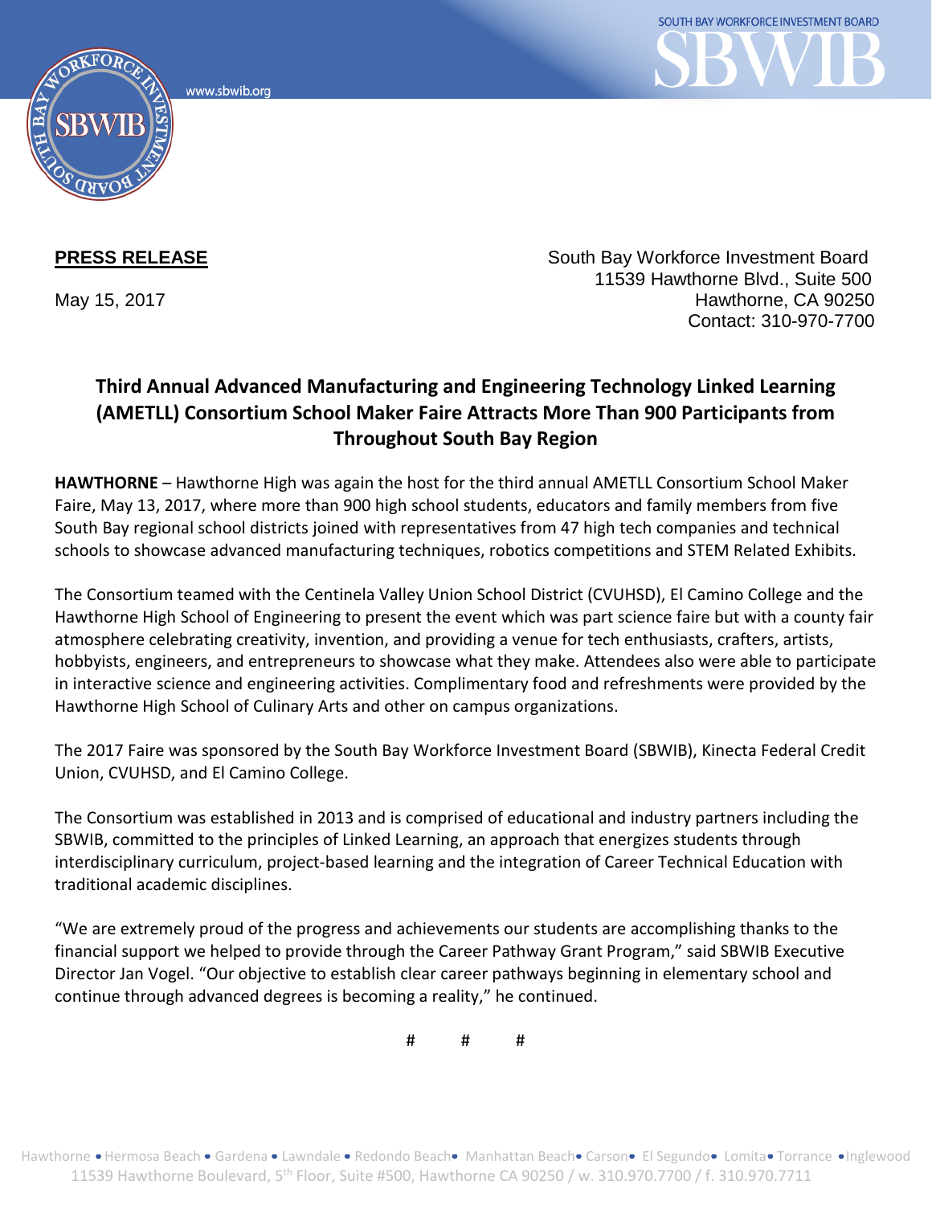**PRESS RELEASE**

May 15, 2017

South Bay Workforce Investment Board
11539 Hawthorne Blvd., Suite 500
Hawthorne, CA 90250
Contact: 310-970-7700

## Third Annual Advanced Manufacturing and Engineering Technology Linked Learning (AMETLL) Consortium School Maker Faire Attracts More Than 900 Participants from Throughout South Bay Region

**HAWTHORNE** – Hawthorne High was again the host for the third annual AMETLL Consortium School Maker Faire, May 13, 2017, where more than 900 high school students, educators and family members from five South Bay regional school districts joined with representatives from 47 high tech companies and technical schools to showcase advanced manufacturing techniques, robotics competitions and STEM Related Exhibits.

The Consortium teamed with the Centinela Valley Union School District (CVUHSD), El Camino College and the Hawthorne High School of Engineering to present the event which was part science faire but with a county fair atmosphere celebrating creativity, invention, and providing a venue for tech enthusiasts, crafters, artists, hobbyists, engineers, and entrepreneurs to showcase what they make. Attendees also were able to participate in interactive science and engineering activities. Complimentary food and refreshments were provided by the Hawthorne High School of Culinary Arts and other on campus organizations.

The 2017 Faire was sponsored by the South Bay Workforce Investment Board (SBWIB), Kinecta Federal Credit Union, CVUHSD, and El Camino College.

The Consortium was established in 2013 and is comprised of educational and industry partners including the SBWIB, committed to the principles of Linked Learning, an approach that energizes students through interdisciplinary curriculum, project-based learning and the integration of Career Technical Education with traditional academic disciplines.

"We are extremely proud of the progress and achievements our students are accomplishing thanks to the financial support we helped to provide through the Career Pathway Grant Program," said SBWIB Executive Director Jan Vogel. "Our objective to establish clear career pathways beginning in elementary school and continue through advanced degrees is becoming a reality," he continued.

# # #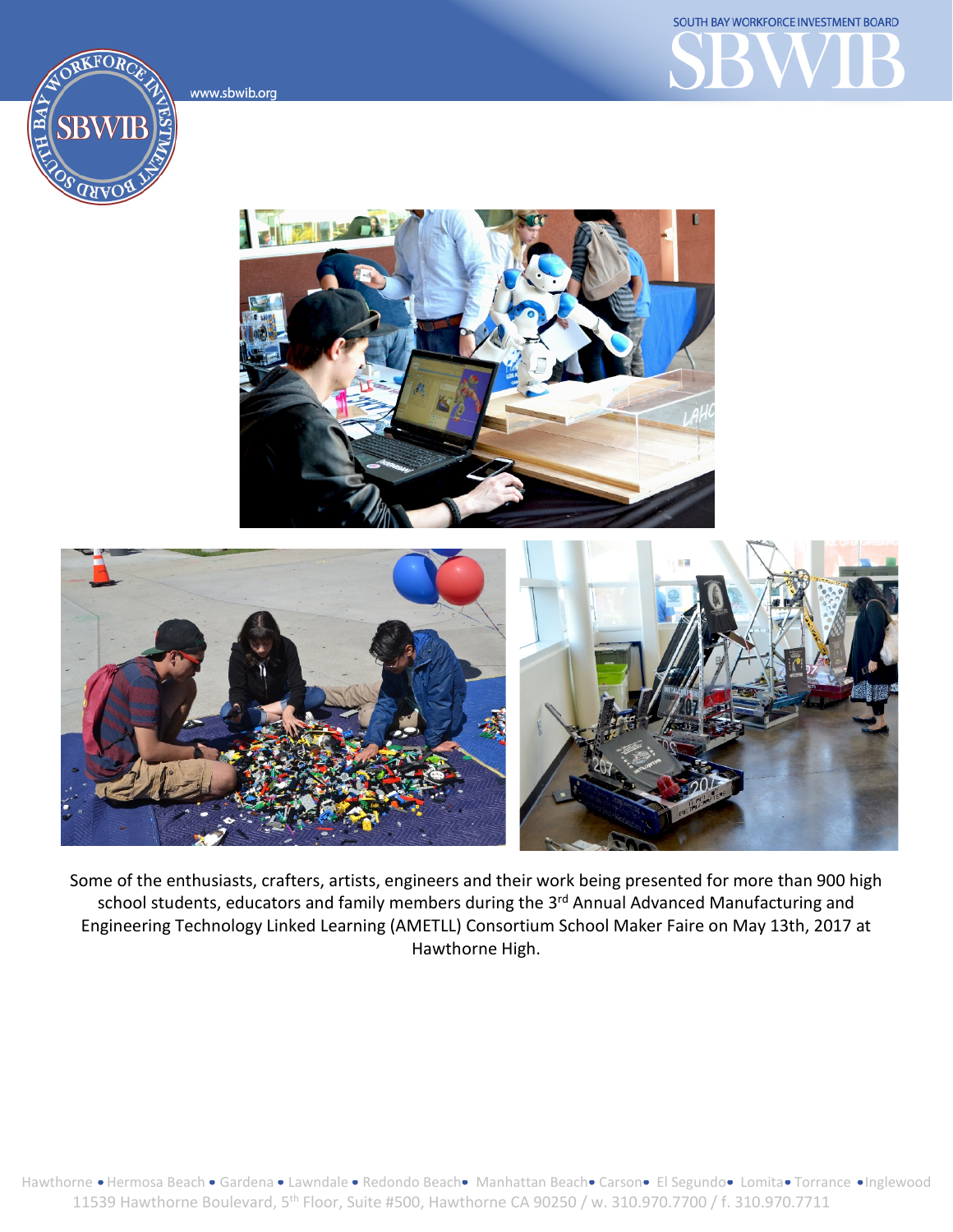Some of the enthusiasts, crafters, artists, engineers and their work being presented for more than 900 high school students, educators and family members during the 3rd Annual Advanced Manufacturing and Engineering Technology Linked Learning (AMETLL) Consortium School Maker Faire on May 13th, 2017 at Hawthorne High.